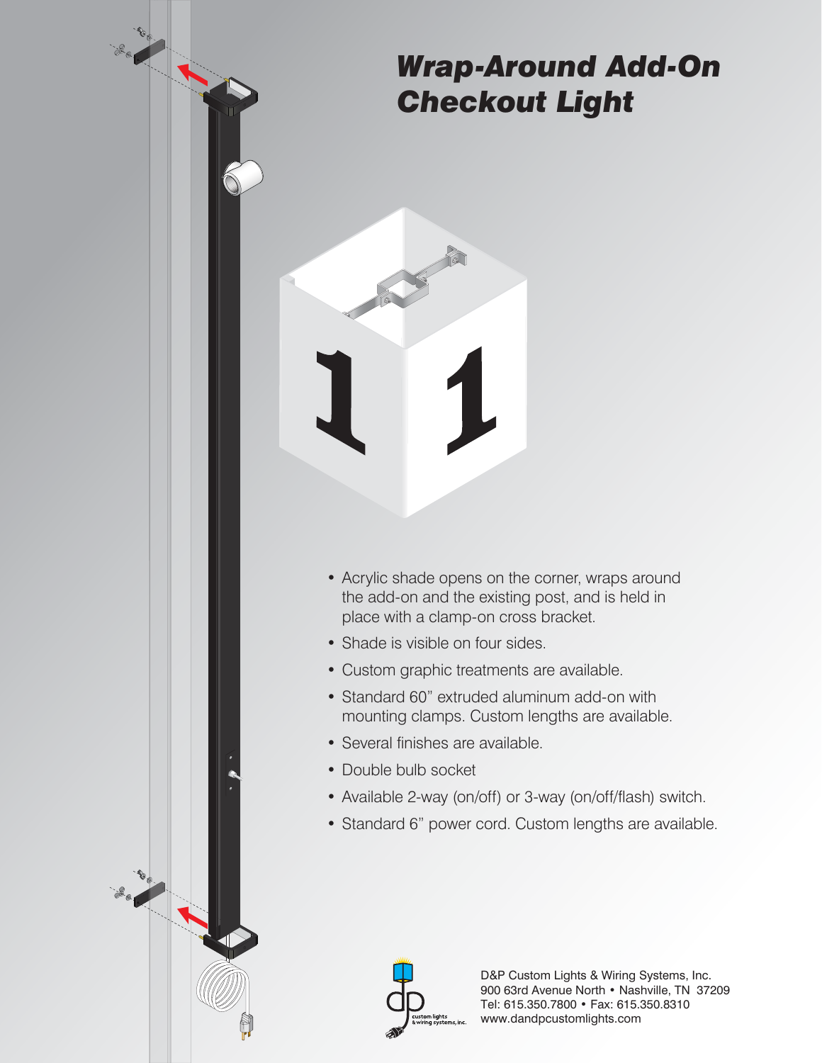# *Wrap-Around Add-On Checkout Light*

- Acrylic shade opens on the corner, wraps around the add-on and the existing post, and is held in place with a clamp-on cross bracket.
- Shade is visible on four sides.
- Custom graphic treatments are available.
- Standard 60" extruded aluminum add-on with mounting clamps. Custom lengths are available.
- Several finishes are available.
- Double bulb socket
- Available 2-way (on/off) or 3-way (on/off/flash) switch.
- Standard 6" power cord. Custom lengths are available.

D&P Custom Lights & Wiring Systems, Inc.
900 63rd Avenue North • Nashville, TN 37209
Tel: 615.350.7800 • Fax: 615.350.8310
www.dandpcustomlights.com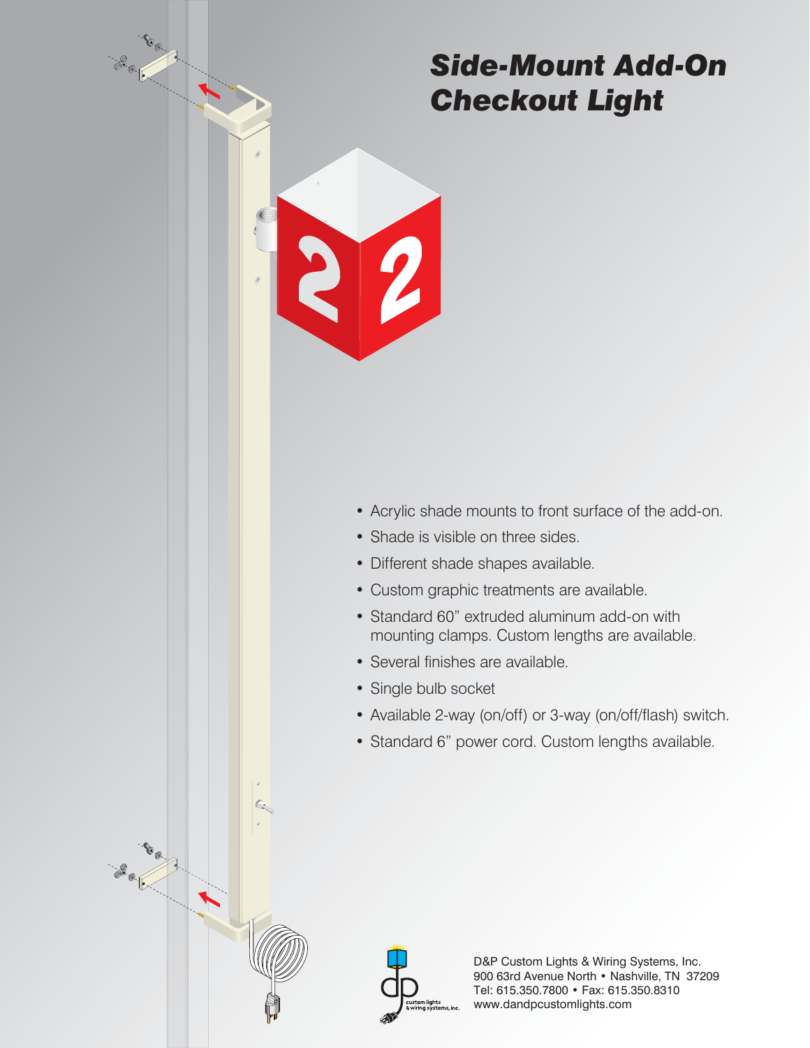# *Side-Mount Add-On Checkout Light*

- Acrylic shade mounts to front surface of the add-on.
- Shade is visible on three sides.
- Different shade shapes available.
- Custom graphic treatments are available.
- Standard 60" extruded aluminum add-on with mounting clamps. Custom lengths are available.
- Several finishes are available.
- Single bulb socket
- Available 2-way (on/off) or 3-way (on/off/flash) switch.
- Standard 6" power cord. Custom lengths available.

D&P Custom Lights & Wiring Systems, Inc.
900 63rd Avenue North • Nashville, TN 37209
Tel: 615.350.7800 • Fax: 615.350.8310
www.dandpcustomlights.com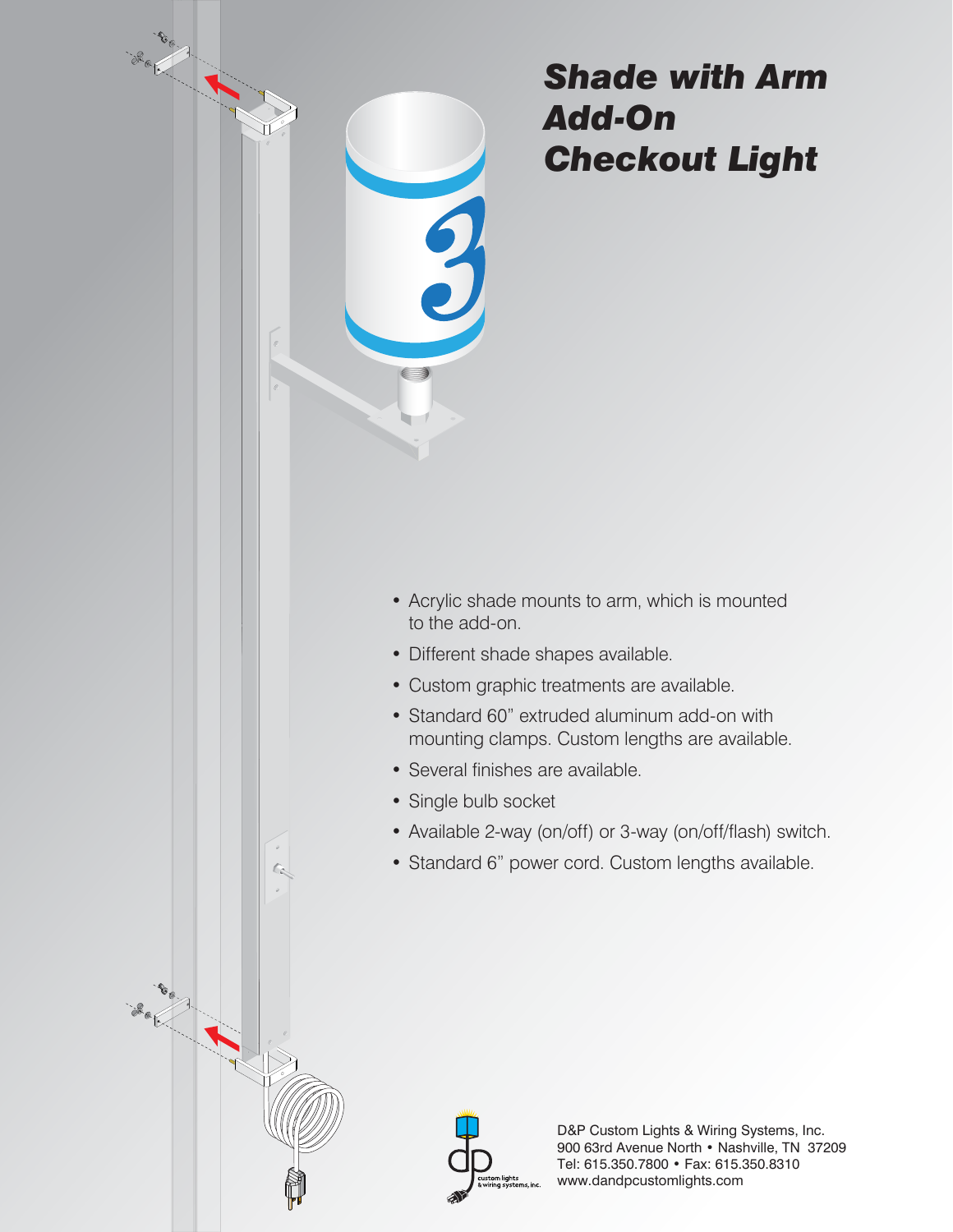# *Shade with Arm Add-On Checkout Light*

- Acrylic shade mounts to arm, which is mounted to the add-on.
- Different shade shapes available.
- Custom graphic treatments are available.
- Standard 60" extruded aluminum add-on with mounting clamps. Custom lengths are available.
- Several finishes are available.
- Single bulb socket
- Available 2-way (on/off) or 3-way (on/off/flash) switch.
- Standard 6" power cord. Custom lengths available.

D&P Custom Lights & Wiring Systems, Inc.
900 63rd Avenue North • Nashville, TN 37209
Tel: 615.350.7800 • Fax: 615.350.8310
www.dandpcustomlights.com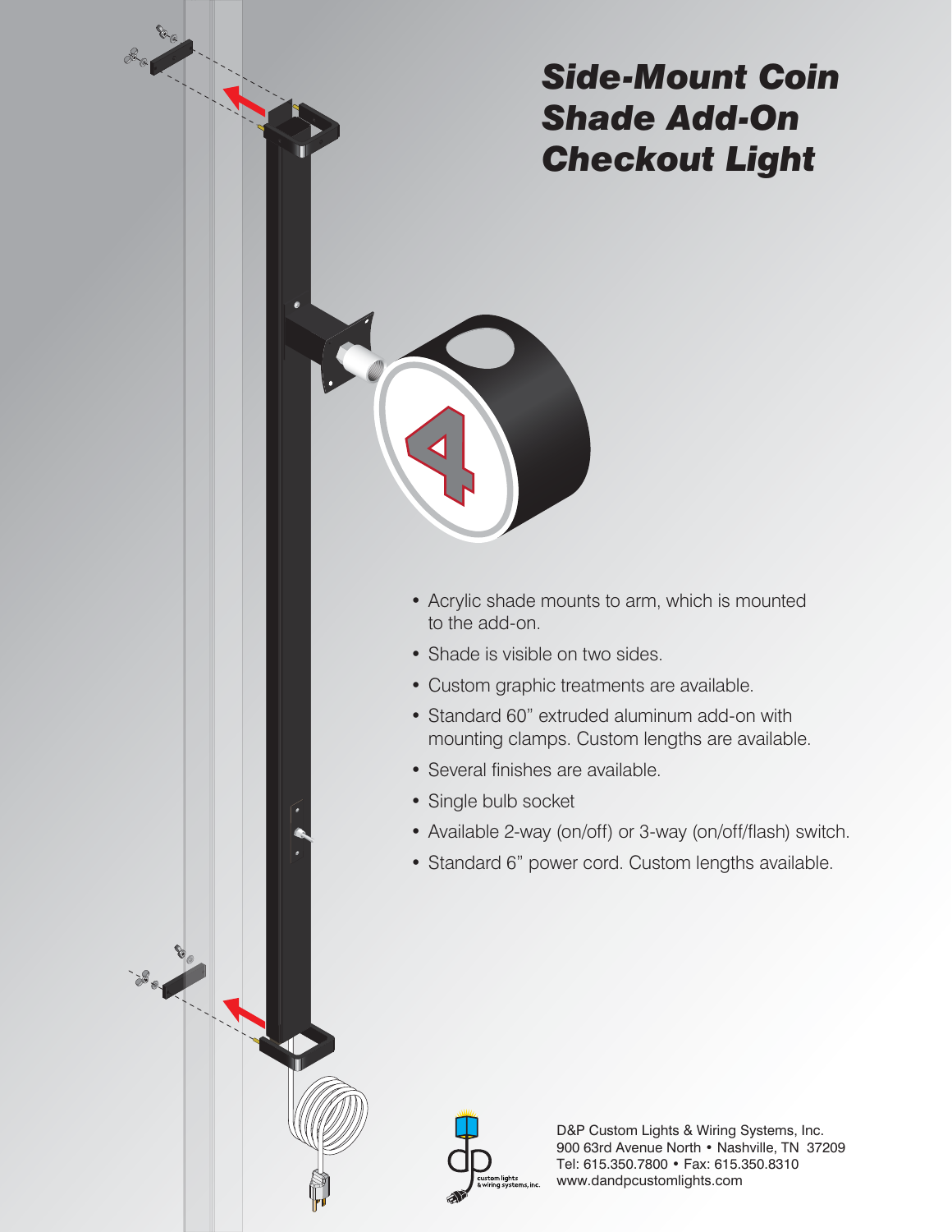# *Side-Mount Coin Shade Add-On Checkout Light*

- Acrylic shade mounts to arm, which is mounted to the add-on.
- Shade is visible on two sides.
- Custom graphic treatments are available.
- Standard 60" extruded aluminum add-on with mounting clamps. Custom lengths are available.
- Several finishes are available.
- Single bulb socket
- Available 2-way (on/off) or 3-way (on/off/flash) switch.
- Standard 6" power cord. Custom lengths available.

D&P Custom Lights & Wiring Systems, Inc.
900 63rd Avenue North • Nashville, TN 37209
Tel: 615.350.7800 • Fax: 615.350.8310
www.dandpcustomlights.com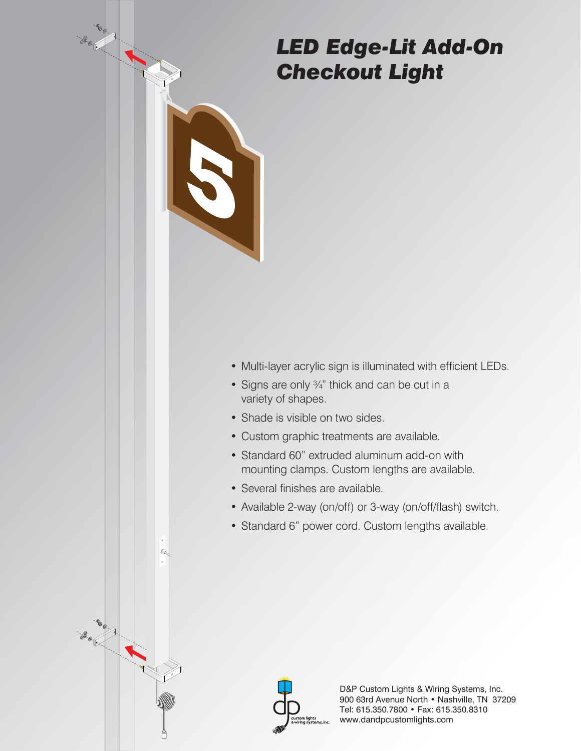# *LED Edge-Lit Add-On Checkout Light*

- Multi-layer acrylic sign is illuminated with efficient LEDs.
- Signs are only ¾" thick and can be cut in a variety of shapes.
- Shade is visible on two sides.
- Custom graphic treatments are available.
- Standard 60" extruded aluminum add-on with mounting clamps. Custom lengths are available.
- Several finishes are available.
- Available 2-way (on/off) or 3-way (on/off/flash) switch.
- Standard 6" power cord. Custom lengths available.

D&P Custom Lights & Wiring Systems, Inc.
900 63rd Avenue North • Nashville, TN 37209
Tel: 615.350.7800 • Fax: 615.350.8310
www.dandpcustomlights.com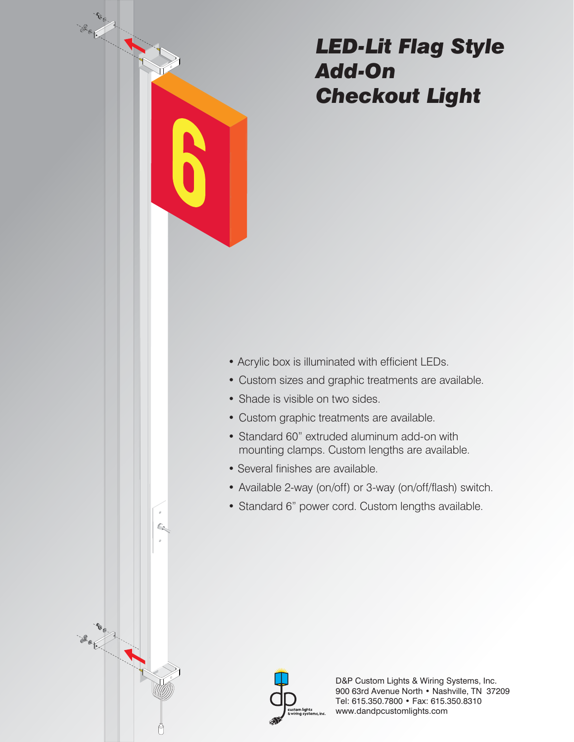# *LED-Lit Flag Style Add-On Checkout Light*

- Acrylic box is illuminated with efficient LEDs.
- Custom sizes and graphic treatments are available.
- Shade is visible on two sides.
- Custom graphic treatments are available.
- Standard 60” extruded aluminum add-on with mounting clamps. Custom lengths are available.
- Several finishes are available.
- Available 2-way (on/off) or 3-way (on/off/flash) switch.
- Standard 6” power cord. Custom lengths available.

D&P Custom Lights & Wiring Systems, Inc.
900 63rd Avenue North • Nashville, TN 37209
Tel: 615.350.7800 • Fax: 615.350.8310
www.dandpcustomlights.com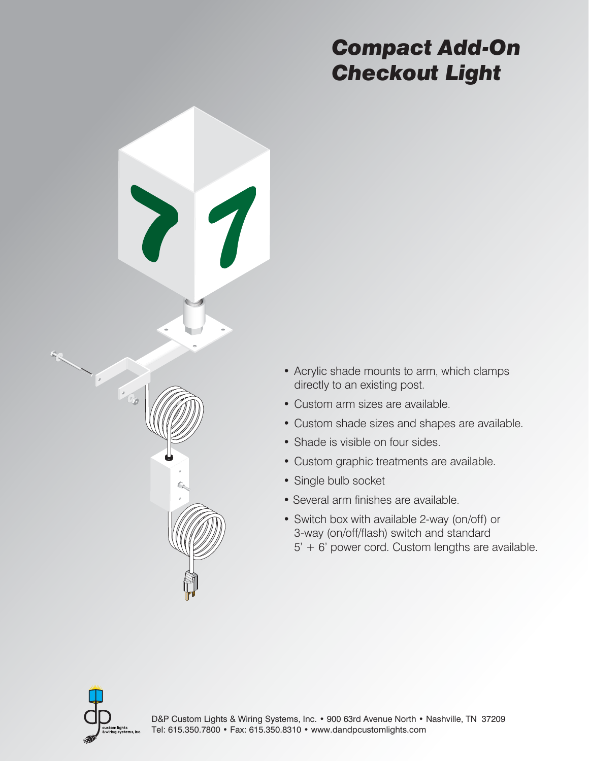# Compact Add-On Checkout Light

- Acrylic shade mounts to arm, which clamps directly to an existing post.
- Custom arm sizes are available.
- Custom shade sizes and shapes are available.
- Shade is visible on four sides.
- Custom graphic treatments are available.
- Single bulb socket
- Several arm finishes are available.
- Switch box with available 2-way (on/off) or 3-way (on/off/flash) switch and standard 5' + 6' power cord. Custom lengths are available.

D&P Custom Lights & Wiring Systems, Inc. • 900 63rd Avenue North • Nashville, TN 37209
Tel: 615.350.7800 • Fax: 615.350.8310 • www.dandpcustomlights.com